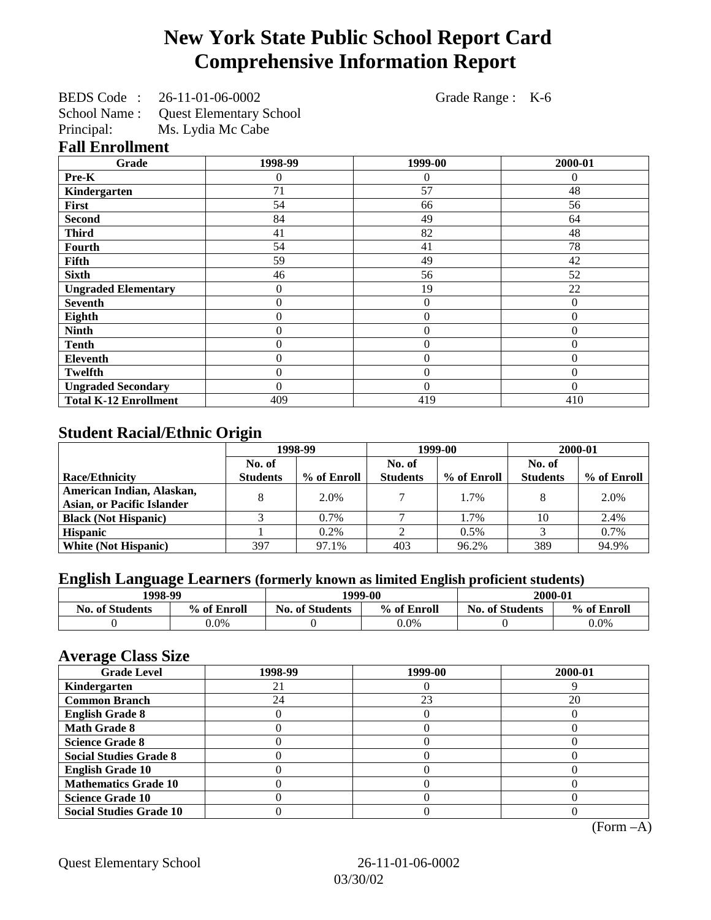# New York State Public School Report Card
# Comprehensive Information Report

BEDS Code : 26-11-01-06-0002 Grade Range : K-6
School Name : Quest Elementary School
Principal: Ms. Lydia Mc Cabe

## Fall Enrollment

| Grade | 1998-99 | 1999-00 | 2000-01 |
|---|---|---|---|
| Pre-K | 0 | 0 | 0 |
| Kindergarten | 71 | 57 | 48 |
| First | 54 | 66 | 56 |
| Second | 84 | 49 | 64 |
| Third | 41 | 82 | 48 |
| Fourth | 54 | 41 | 78 |
| Fifth | 59 | 49 | 42 |
| Sixth | 46 | 56 | 52 |
| Ungraded Elementary | 0 | 19 | 22 |
| Seventh | 0 | 0 | 0 |
| Eighth | 0 | 0 | 0 |
| Ninth | 0 | 0 | 0 |
| Tenth | 0 | 0 | 0 |
| Eleventh | 0 | 0 | 0 |
| Twelfth | 0 | 0 | 0 |
| Ungraded Secondary | 0 | 0 | 0 |
| Total K-12 Enrollment | 409 | 419 | 410 |

## Student Racial/Ethnic Origin

| | 1998-99 | | 1999-00 | | 2000-01 | |
|---|---|---|---|---|---|---|
| Race/Ethnicity | No. of Students | % of Enroll | No. of Students | % of Enroll | No. of Students | % of Enroll |
| American Indian, Alaskan, Asian, or Pacific Islander | 8 | 2.0% | 7 | 1.7% | 8 | 2.0% |
| Black (Not Hispanic) | 3 | 0.7% | 7 | 1.7% | 10 | 2.4% |
| Hispanic | 1 | 0.2% | 2 | 0.5% | 3 | 0.7% |
| White (Not Hispanic) | 397 | 97.1% | 403 | 96.2% | 389 | 94.9% |

## English Language Learners (formerly known as limited English proficient students)

| 1998-99 | | 1999-00 | | 2000-01 | |
|---|---|---|---|---|---|
| No. of Students | % of Enroll | No. of Students | % of Enroll | No. of Students | % of Enroll |
| 0 | 0.0% | 0 | 0.0% | 0 | 0.0% |

## Average Class Size

| Grade Level | 1998-99 | 1999-00 | 2000-01 |
|---|---|---|---|
| Kindergarten | 21 | 0 | 9 |
| Common Branch | 24 | 23 | 20 |
| English Grade 8 | 0 | 0 | 0 |
| Math Grade 8 | 0 | 0 | 0 |
| Science Grade 8 | 0 | 0 | 0 |
| Social Studies Grade 8 | 0 | 0 | 0 |
| English Grade 10 | 0 | 0 | 0 |
| Mathematics Grade 10 | 0 | 0 | 0 |
| Science Grade 10 | 0 | 0 | 0 |
| Social Studies Grade 10 | 0 | 0 | 0 |

(Form –A)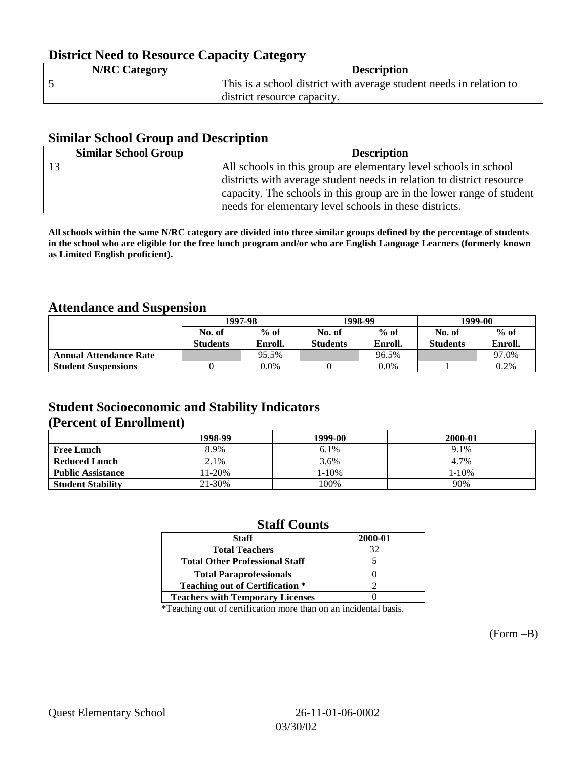## District Need to Resource Capacity Category

| N/RC Category | Description |
|---|---|
| 5 | This is a school district with average student needs in relation to district resource capacity. |

## Similar School Group and Description

| Similar School Group | Description |
|---|---|
| 13 | All schools in this group are elementary level schools in school districts with average student needs in relation to district resource capacity. The schools in this group are in the lower range of student needs for elementary level schools in these districts. |

**All schools within the same N/RC category are divided into three similar groups defined by the percentage of students in the school who are eligible for the free lunch program and/or who are English Language Learners (formerly known as Limited English proficient).**

## Attendance and Suspension

| | 1997-98 | | 1998-99 | | 1999-00 | |
|---|---|---|---|---|---|---|
| | No. of Students | % of Enroll. | No. of Students | % of Enroll. | No. of Students | % of Enroll. |
| **Annual Attendance Rate** | | 95.5% | | 96.5% | | 97.0% |
| **Student Suspensions** | 0 | 0.0% | 0 | 0.0% | 1 | 0.2% |

## Student Socioeconomic and Stability Indicators (Percent of Enrollment)

| | 1998-99 | 1999-00 | 2000-01 |
|---|---|---|---|
| **Free Lunch** | 8.9% | 6.1% | 9.1% |
| **Reduced Lunch** | 2.1% | 3.6% | 4.7% |
| **Public Assistance** | 11-20% | 1-10% | 1-10% |
| **Student Stability** | 21-30% | 100% | 90% |

## Staff Counts

| Staff | 2000-01 |
|---|---|
| Total Teachers | 32 |
| Total Other Professional Staff | 5 |
| Total Paraprofessionals | 0 |
| Teaching out of Certification * | 2 |
| Teachers with Temporary Licenses | 0 |

*Teaching out of certification more than on an incidental basis.

(Form –B)

Quest Elementary School 26-11-01-06-0002

03/30/02